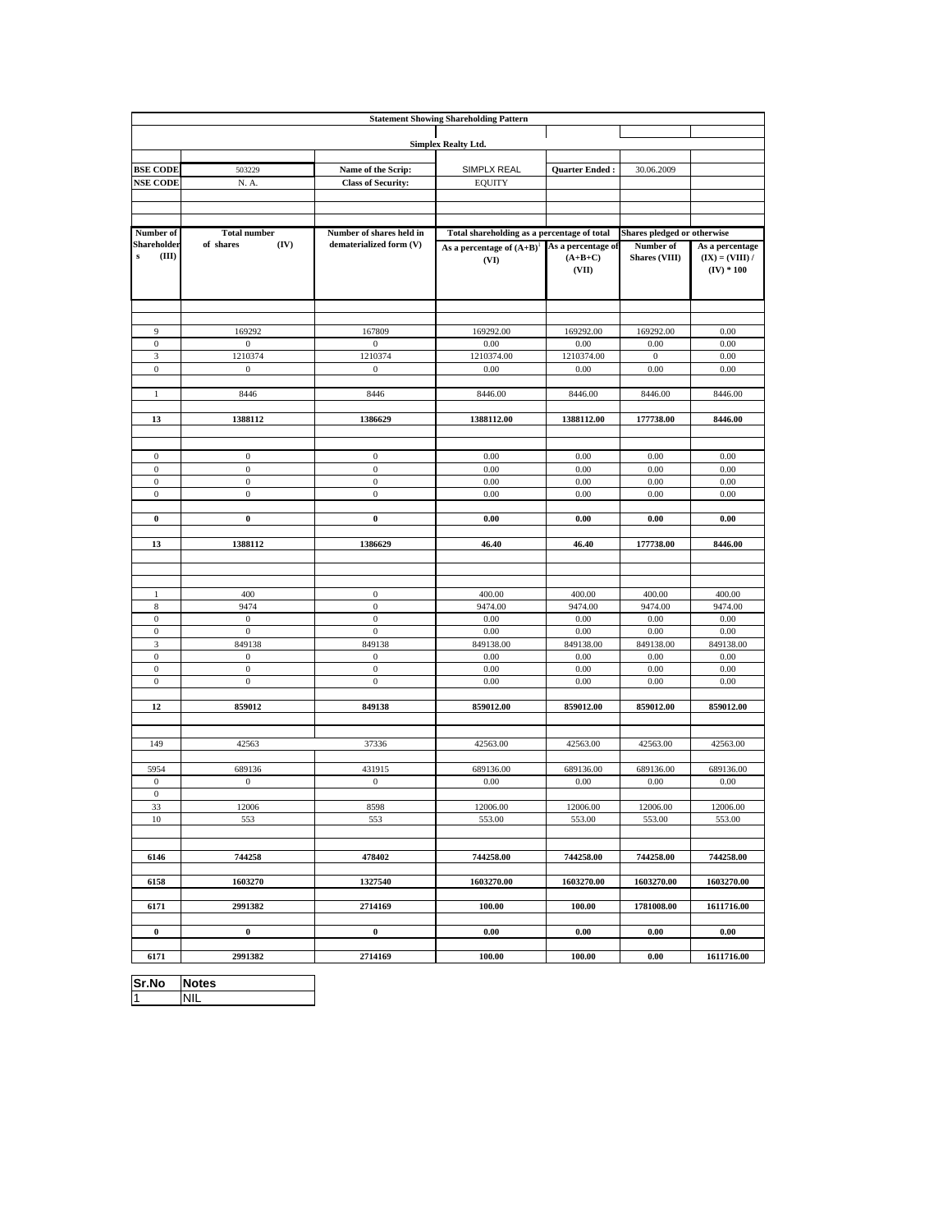**Statement Showing Shareholding Pattern**

**Simplex Realty Ltd.**

| | | | | | | |
|---|---|---|---|---|---|---|
| **BSE CODE** | 503229 | **Name of the Scrip:** | SIMPLX REAL | **Quarter Ended :** | 30.06.2009 | |
| **NSE CODE** | N. A. | **Class of Security:** | EQUITY | | | |

| **Number of Shareholders (III)** | **Total number of shares (IV)** | **Number of shares held in dematerialized form (V)** | **Total shareholding as a percentage of total** | | **Shares pledged or otherwise** | |
|---|---|---|---|---|---|---|
| | | | **As a percentage of (A+B)[1] (VI)** | **As a percentage of (A+B+C) (VII)** | **Number of Shares (VIII)** | **As a percentage (IX) = (VIII) / (IV) * 100** |
| 9 | 169292 | 167809 | 169292.00 | 169292.00 | 169292.00 | 0.00 |
| 0 | 0 | 0 | 0.00 | 0.00 | 0.00 | 0.00 |
| 3 | 1210374 | 1210374 | 1210374.00 | 1210374.00 | 0 | 0.00 |
| 0 | 0 | 0 | 0.00 | 0.00 | 0.00 | 0.00 |
| 1 | 8446 | 8446 | 8446.00 | 8446.00 | 8446.00 | 8446.00 |
| **13** | **1388112** | **1386629** | **1388112.00** | **1388112.00** | **177738.00** | **8446.00** |
| 0 | 0 | 0 | 0.00 | 0.00 | 0.00 | 0.00 |
| 0 | 0 | 0 | 0.00 | 0.00 | 0.00 | 0.00 |
| 0 | 0 | 0 | 0.00 | 0.00 | 0.00 | 0.00 |
| 0 | 0 | 0 | 0.00 | 0.00 | 0.00 | 0.00 |
| **0** | **0** | **0** | **0.00** | **0.00** | **0.00** | **0.00** |
| **13** | **1388112** | **1386629** | **46.40** | **46.40** | **177738.00** | **8446.00** |
| 1 | 400 | 0 | 400.00 | 400.00 | 400.00 | 400.00 |
| 8 | 9474 | 0 | 9474.00 | 9474.00 | 9474.00 | 9474.00 |
| 0 | 0 | 0 | 0.00 | 0.00 | 0.00 | 0.00 |
| 0 | 0 | 0 | 0.00 | 0.00 | 0.00 | 0.00 |
| 3 | 849138 | 849138 | 849138.00 | 849138.00 | 849138.00 | 849138.00 |
| 0 | 0 | 0 | 0.00 | 0.00 | 0.00 | 0.00 |
| 0 | 0 | 0 | 0.00 | 0.00 | 0.00 | 0.00 |
| 0 | 0 | 0 | 0.00 | 0.00 | 0.00 | 0.00 |
| **12** | **859012** | **849138** | **859012.00** | **859012.00** | **859012.00** | **859012.00** |
| 149 | 42563 | 37336 | 42563.00 | 42563.00 | 42563.00 | 42563.00 |
| 5954 | 689136 | 431915 | 689136.00 | 689136.00 | 689136.00 | 689136.00 |
| 0 | 0 | 0 | 0.00 | 0.00 | 0.00 | 0.00 |
| 0 | | | | | | |
| 33 | 12006 | 8598 | 12006.00 | 12006.00 | 12006.00 | 12006.00 |
| 10 | 553 | 553 | 553.00 | 553.00 | 553.00 | 553.00 |
| **6146** | **744258** | **478402** | **744258.00** | **744258.00** | **744258.00** | **744258.00** |
| **6158** | **1603270** | **1327540** | **1603270.00** | **1603270.00** | **1603270.00** | **1603270.00** |
| **6171** | **2991382** | **2714169** | **100.00** | **100.00** | **1781008.00** | **1611716.00** |
| **0** | **0** | **0** | **0.00** | **0.00** | **0.00** | **0.00** |
| **6171** | **2991382** | **2714169** | **100.00** | **100.00** | **0.00** | **1611716.00** |

| **Sr.No** | **Notes** |
|---|---|
| 1 | NIL |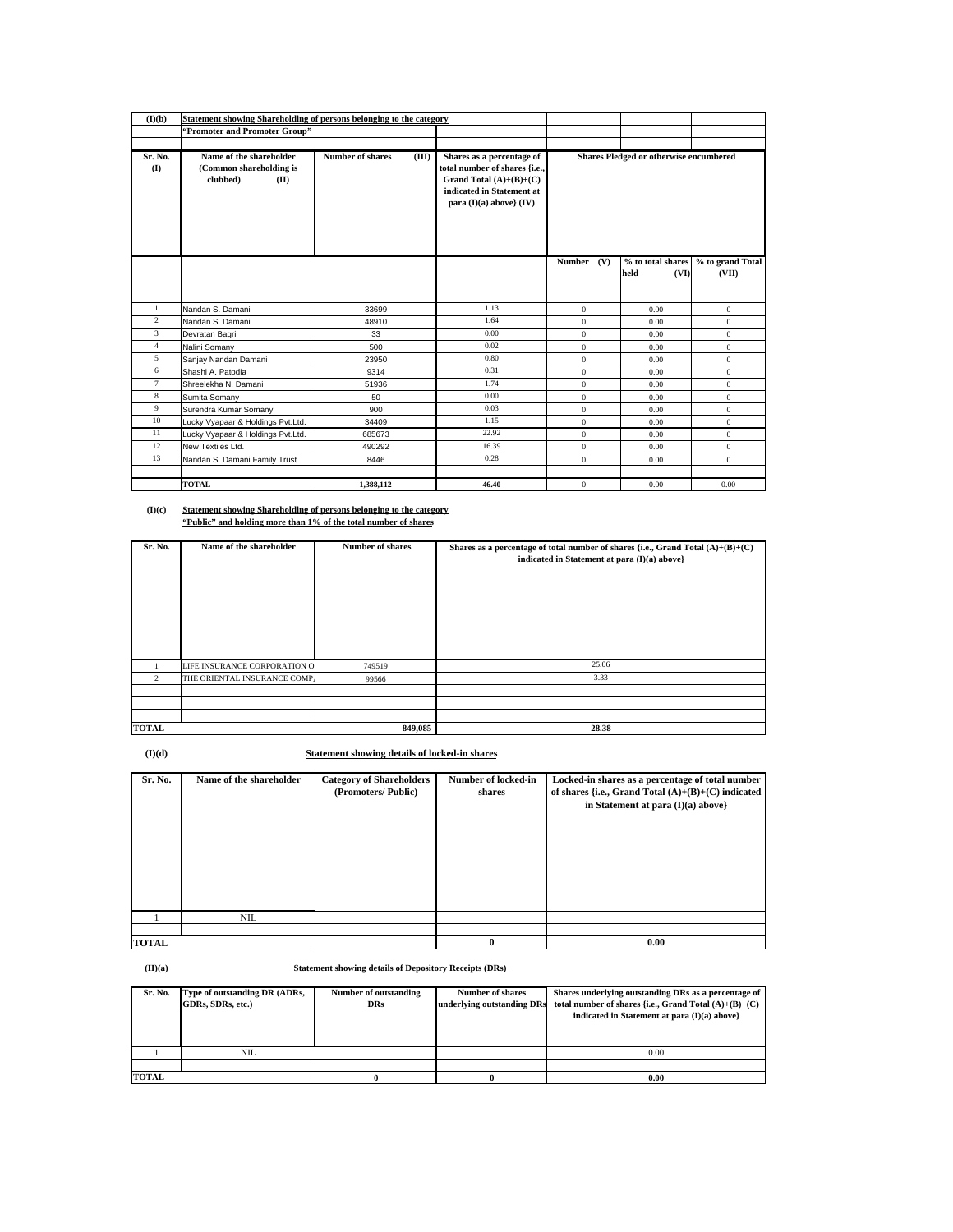**(I)(b) Statement showing Shareholding of persons belonging to the category "Promoter and Promoter Group"**

| Sr. No. (I) | Name of the shareholder (Common shareholding is clubbed) (II) | Number of shares (III) | Shares as a percentage of total number of shares {i.e., Grand Total (A)+(B)+(C) indicated in Statement at para (I)(a) above} (IV) | Shares Pledged or otherwise encumbered | | |
|---|---|---|---|---|---|---|
| | | | | Number (V) | % to total shares held (VI) | % to grand Total (VII) |
| 1 | Nandan S. Damani | 33699 | 1.13 | 0 | 0.00 | 0 |
| 2 | Nandan S. Damani | 48910 | 1.64 | 0 | 0.00 | 0 |
| 3 | Devratan Bagri | 33 | 0.00 | 0 | 0.00 | 0 |
| 4 | Nalini Somany | 500 | 0.02 | 0 | 0.00 | 0 |
| 5 | Sanjay Nandan Damani | 23950 | 0.80 | 0 | 0.00 | 0 |
| 6 | Shashi A. Patodia | 9314 | 0.31 | 0 | 0.00 | 0 |
| 7 | Shreelekha N. Damani | 51936 | 1.74 | 0 | 0.00 | 0 |
| 8 | Sumita Somany | 50 | 0.00 | 0 | 0.00 | 0 |
| 9 | Surendra Kumar Somany | 900 | 0.03 | 0 | 0.00 | 0 |
| 10 | Lucky Vyapaar & Holdings Pvt.Ltd. | 34409 | 1.15 | 0 | 0.00 | 0 |
| 11 | Lucky Vyapaar & Holdings Pvt.Ltd. | 685673 | 22.92 | 0 | 0.00 | 0 |
| 12 | New Textiles Ltd. | 490292 | 16.39 | 0 | 0.00 | 0 |
| 13 | Nandan S. Damani Family Trust | 8446 | 0.28 | 0 | 0.00 | 0 |
| | | | | | | |
| | **TOTAL** | **1,388,112** | **46.40** | 0 | 0.00 | 0.00 |

**(I)(c) Statement showing Shareholding of persons belonging to the category "Public" and holding more than 1% of the total number of shares**

| Sr. No. | Name of the shareholder | Number of shares | Shares as a percentage of total number of shares {i.e., Grand Total (A)+(B)+(C) indicated in Statement at para (I)(a) above} |
|---|---|---|---|
| 1 | LIFE INSURANCE CORPORATION O | 749519 | 25.06 |
| 2 | THE ORIENTAL INSURANCE COMP | 99566 | 3.33 |
| | | | |
| | | | |
| | | | |
| **TOTAL** | | **849,085** | **28.38** |

**(I)(d) Statement showing details of locked-in shares**

| Sr. No. | Name of the shareholder | Category of Shareholders (Promoters/ Public) | Number of locked-in shares | Locked-in shares as a percentage of total number of shares {i.e., Grand Total (A)+(B)+(C) indicated in Statement at para (I)(a) above} |
|---|---|---|---|---|
| 1 | NIL | | | |
| | | | | |
| **TOTAL** | | | **0** | **0.00** |

**(II)(a) Statement showing details of Depository Receipts (DRs)**

| Sr. No. | Type of outstanding DR (ADRs, GDRs, SDRs, etc.) | Number of outstanding DRs | Number of shares underlying outstanding DRs | Shares underlying outstanding DRs as a percentage of total number of shares {i.e., Grand Total (A)+(B)+(C) indicated in Statement at para (I)(a) above} |
|---|---|---|---|---|
| 1 | NIL | | | 0.00 |
| | | | | |
| **TOTAL** | | **0** | **0** | **0.00** |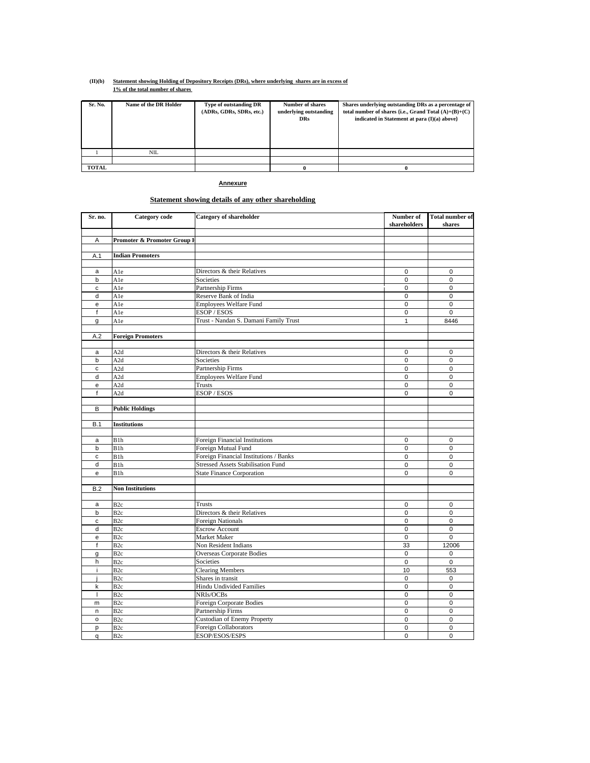**(II)(b) Statement showing Holding of Depository Receipts (DRs), where underlying shares are in excess of 1% of the total number of shares**

| Sr. No. | Name of the DR Holder | Type of outstanding DR (ADRs, GDRs, SDRs, etc.) | Number of shares underlying outstanding DRs | Shares underlying outstanding DRs as a percentage of total number of shares {i.e., Grand Total (A)+(B)+(C) indicated in Statement at para (I)(a) above} |
|---|---|---|---|---|
| 1 | NIL | | | |
| | | | | |
| TOTAL | | | 0 | 0 |

## Annexure

### Statement showing details of any other shareholding

| Sr. no. | Category code | Category of shareholder | Number of shareholders | Total number of shares |
|---|---|---|---|---|
| | | | | |
| A | **Promoter & Promoter Group H** | | | |
| | | | | |
| A.1 | **Indian Promoters** | | | |
| | | | | |
| a | A1e | Directors & their Relatives | 0 | 0 |
| b | A1e | Societies | 0 | 0 |
| c | A1e | Partnership Firms | 0 | 0 |
| d | A1e | Reserve Bank of India | 0 | 0 |
| e | A1e | Employees Welfare Fund | 0 | 0 |
| f | A1e | ESOP / ESOS | 0 | 0 |
| g | A1e | Trust - Nandan S. Damani Family Trust | 1 | 8446 |
| | | | | |
| A.2 | **Foreign Promoters** | | | |
| | | | | |
| a | A2d | Directors & their Relatives | 0 | 0 |
| b | A2d | Societies | 0 | 0 |
| c | A2d | Partnership Firms | 0 | 0 |
| d | A2d | Employees Welfare Fund | 0 | 0 |
| e | A2d | Trusts | 0 | 0 |
| f | A2d | ESOP / ESOS | 0 | 0 |
| | | | | |
| B | **Public Holdings** | | | |
| | | | | |
| B.1 | **Institutions** | | | |
| | | | | |
| a | B1h | Foreign Financial Institutions | 0 | 0 |
| b | B1h | Foreign Mutual Fund | 0 | 0 |
| c | B1h | Foreign Financial Institutions / Banks | 0 | 0 |
| d | B1h | Stressed Assets Stabilisation Fund | 0 | 0 |
| e | B1h | State Finance Corporation | 0 | 0 |
| | | | | |
| B.2 | **Non Institutions** | | | |
| | | | | |
| a | B2c | Trusts | 0 | 0 |
| b | B2c | Directors & their Relatives | 0 | 0 |
| c | B2c | Foreign Nationals | 0 | 0 |
| d | B2c | Escrow Account | 0 | 0 |
| e | B2c | Market Maker | 0 | 0 |
| f | B2c | Non Resident Indians | 33 | 12006 |
| g | B2c | Overseas Corporate Bodies | 0 | 0 |
| h | B2c | Societies | 0 | 0 |
| i | B2c | Clearing Members | 10 | 553 |
| j | B2c | Shares in transit | 0 | 0 |
| k | B2c | Hindu Undivided Families | 0 | 0 |
| l | B2c | NRIs/OCBs | 0 | 0 |
| m | B2c | Foreign Corporate Bodies | 0 | 0 |
| n | B2c | Partnership Firms | 0 | 0 |
| o | B2c | Custodian of Enemy Property | 0 | 0 |
| p | B2c | Foreign Collaborators | 0 | 0 |
| q | B2c | ESOP/ESOS/ESPS | 0 | 0 |